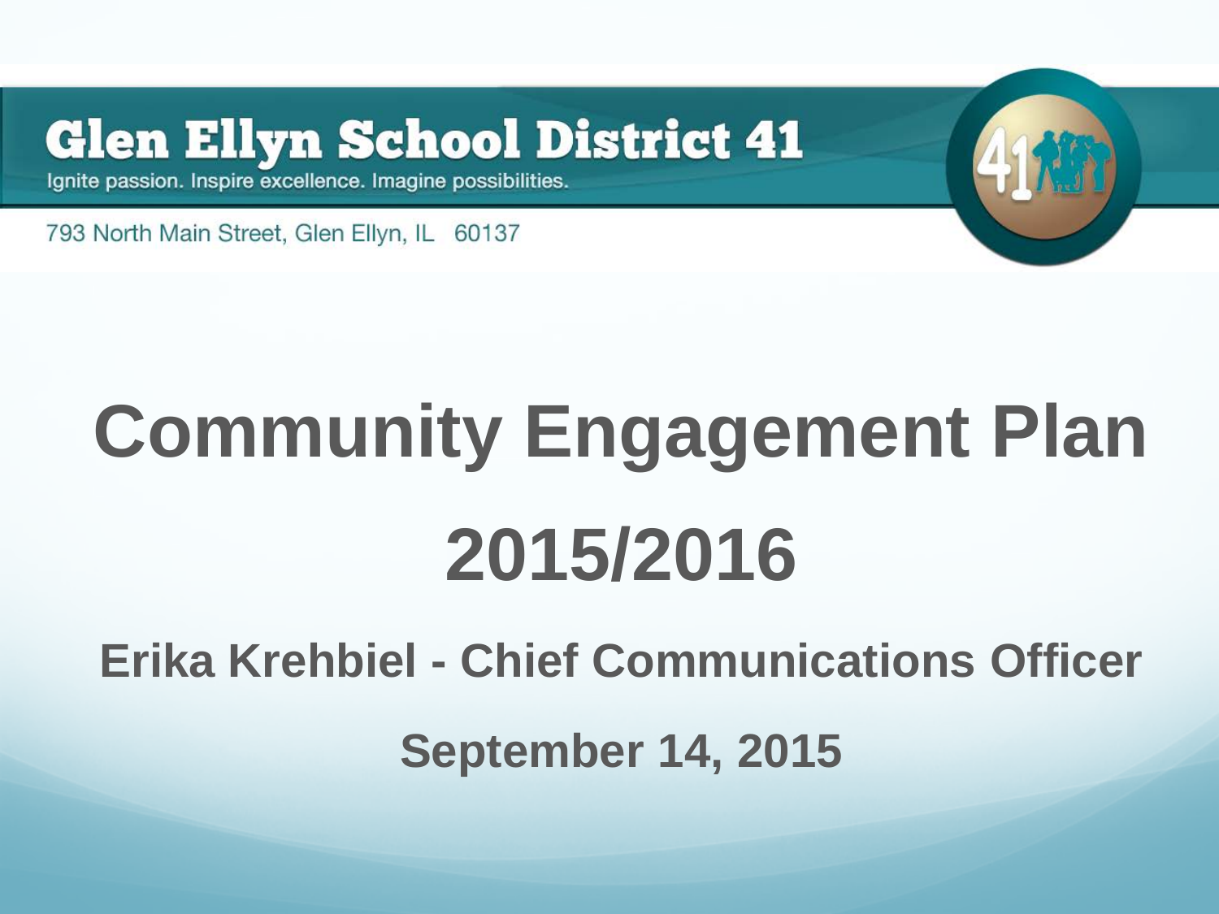Glen Ellyn School District 41

Ignite passion. Inspire excellence. Imagine possibilities.

793 North Main Street, Glen Ellyn, IL 60137

# Community Engagement Plan 2015/2016

**Erika Krehbiel - Chief Communications Officer**

**September 14, 2015**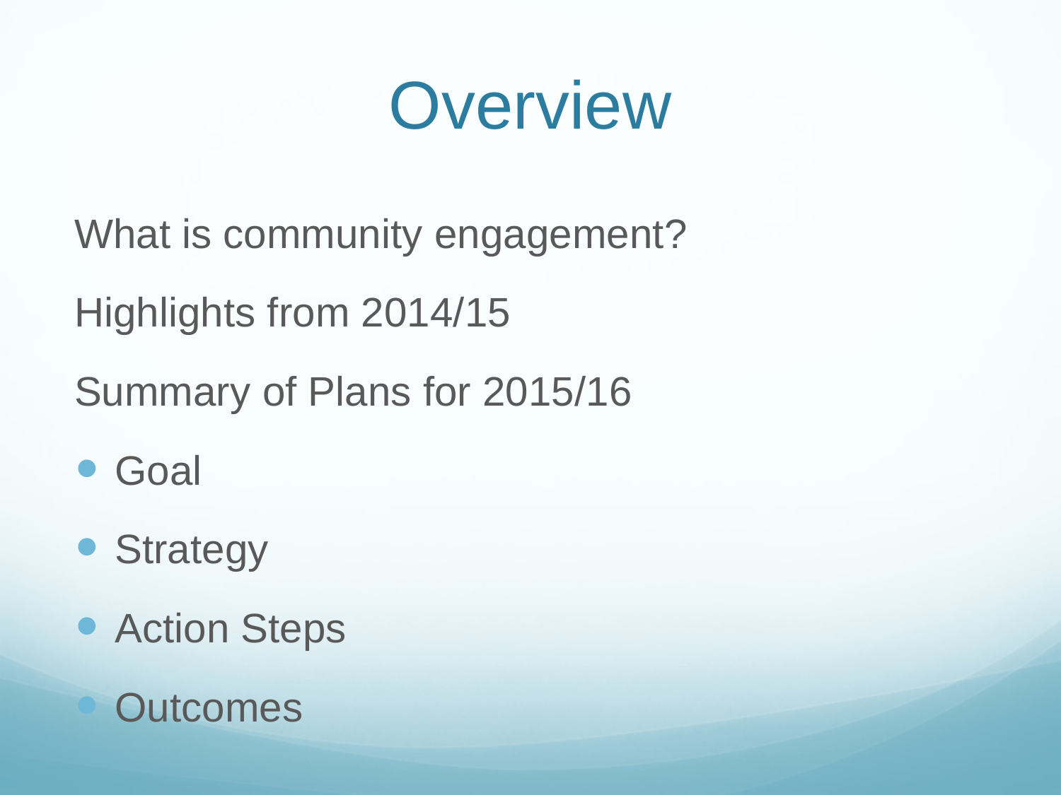# Overview

What is community engagement?

Highlights from 2014/15

Summary of Plans for 2015/16

- Goal
- Strategy
- Action Steps
- Outcomes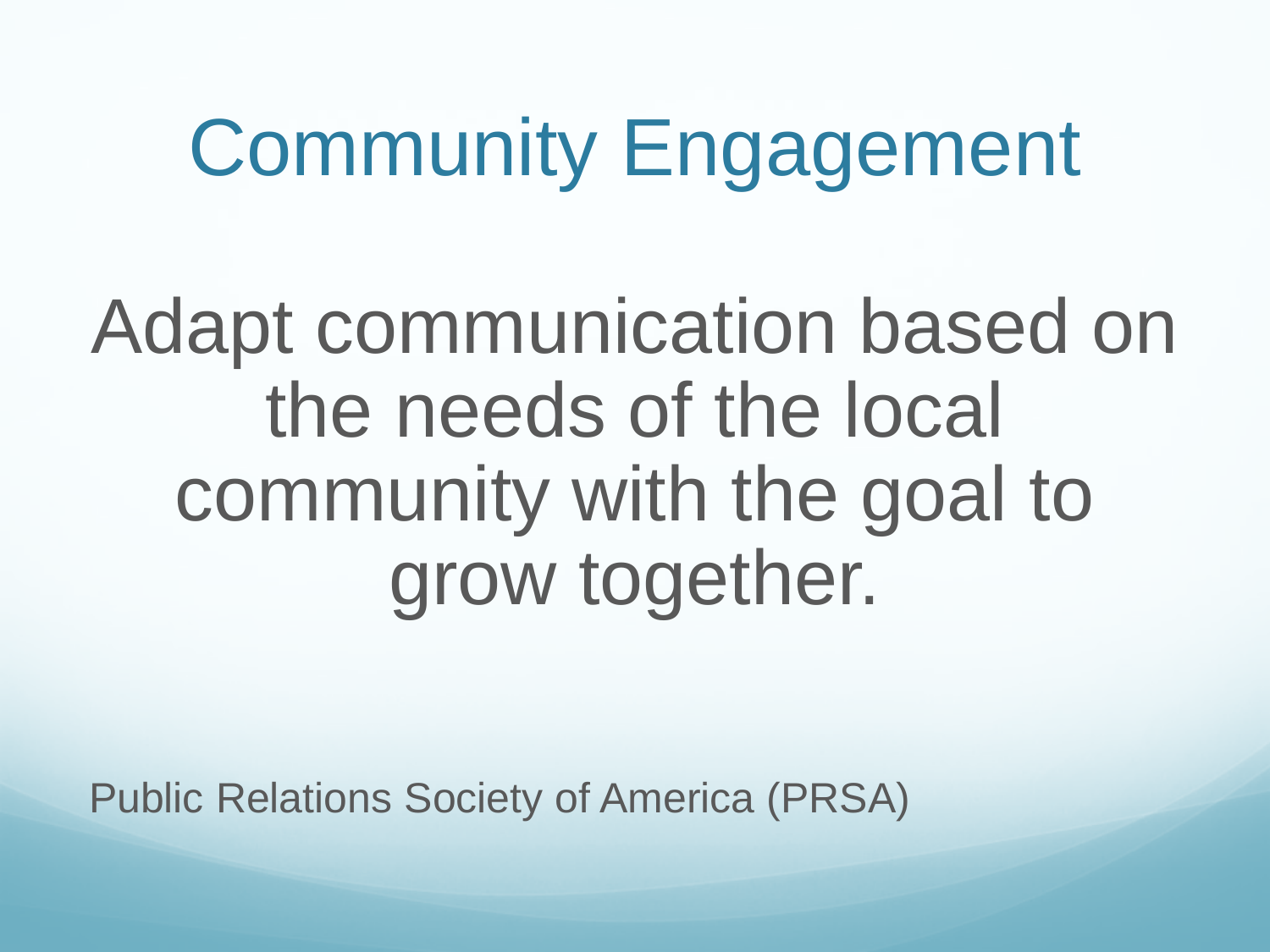# Community Engagement

Adapt communication based on the needs of the local community with the goal to grow together.

Public Relations Society of America (PRSA)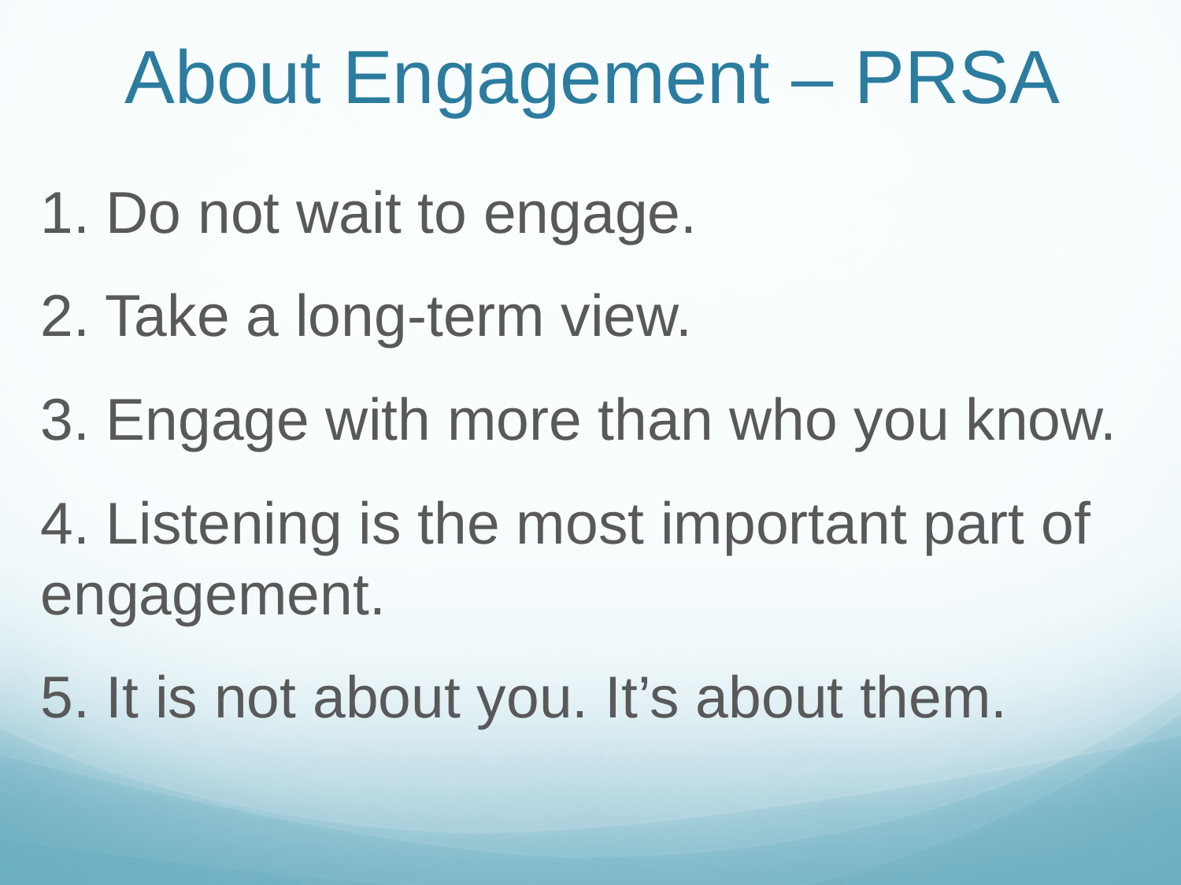# About Engagement – PRSA

1. Do not wait to engage.
2. Take a long-term view.
3. Engage with more than who you know.
4. Listening is the most important part of engagement.
5. It is not about you. It's about them.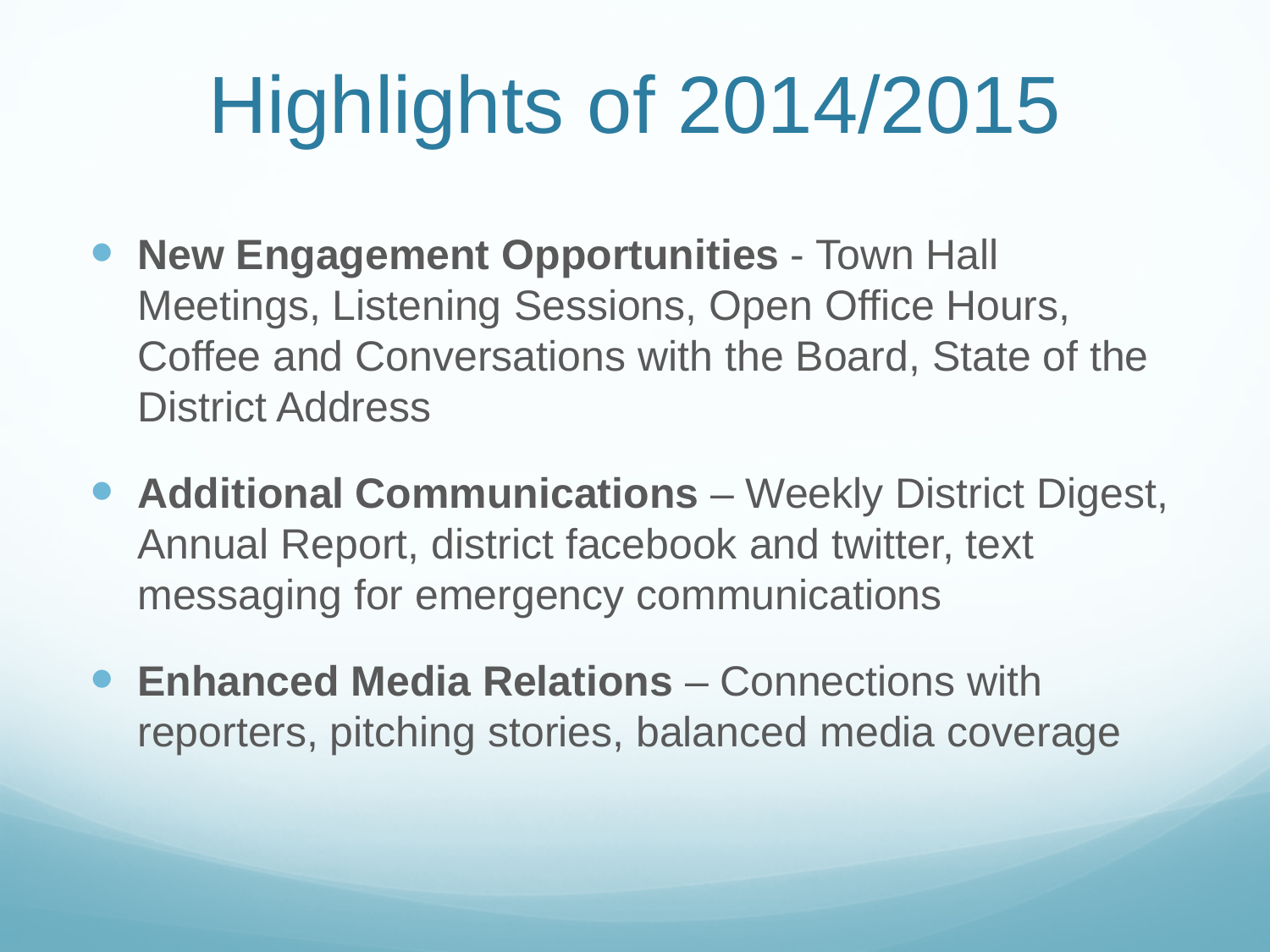# Highlights of 2014/2015

- **New Engagement Opportunities** - Town Hall Meetings, Listening Sessions, Open Office Hours, Coffee and Conversations with the Board, State of the District Address
- **Additional Communications** – Weekly District Digest, Annual Report, district facebook and twitter, text messaging for emergency communications
- **Enhanced Media Relations** – Connections with reporters, pitching stories, balanced media coverage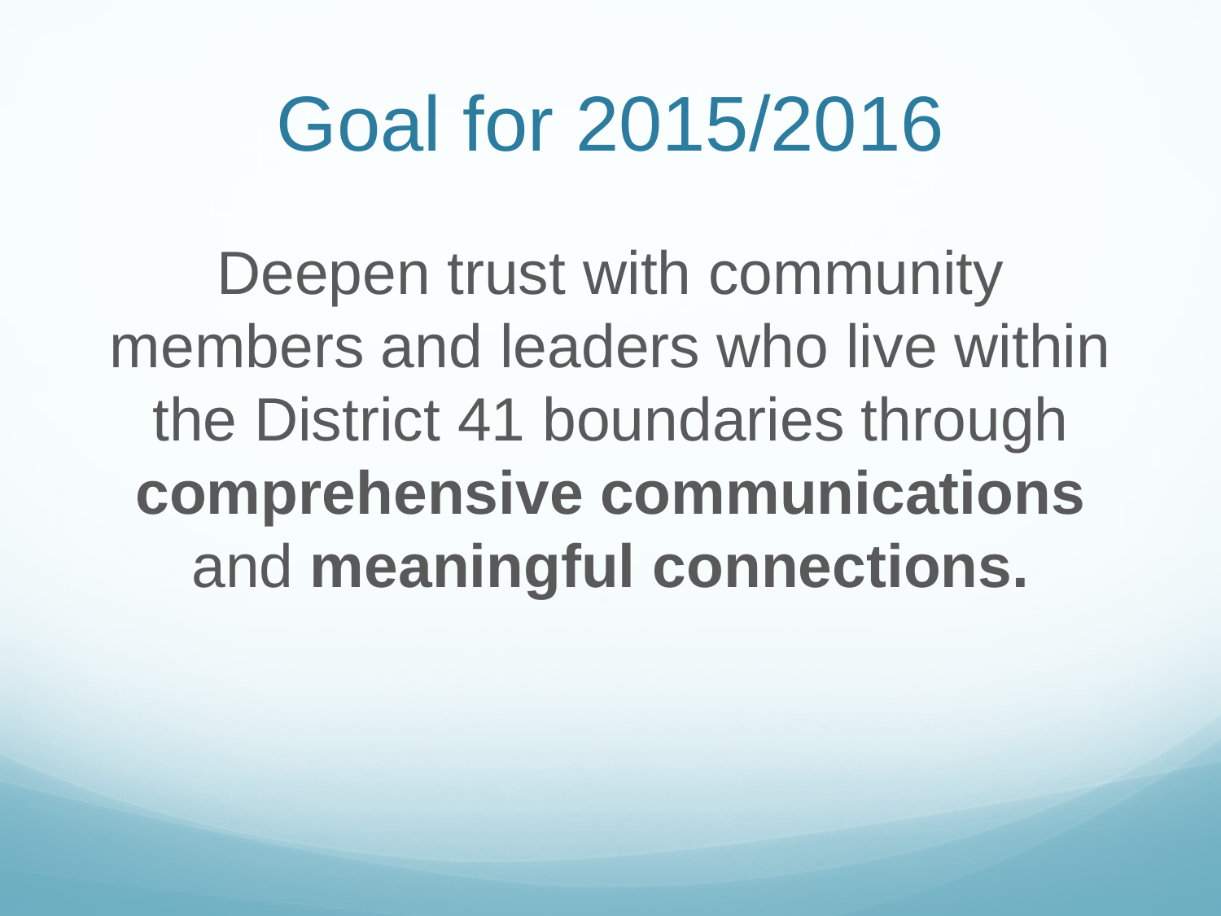# Goal for 2015/2016

Deepen trust with community members and leaders who live within the District 41 boundaries through **comprehensive communications** and **meaningful connections.**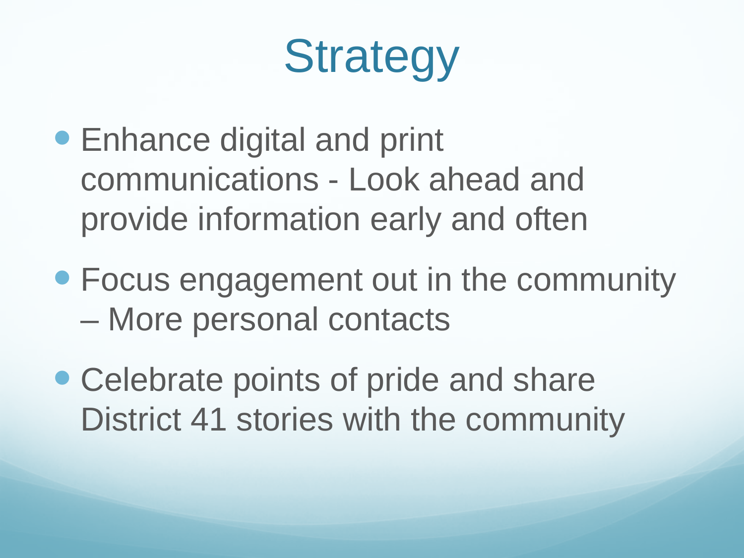# Strategy

- Enhance digital and print communications - Look ahead and provide information early and often
- Focus engagement out in the community – More personal contacts
- Celebrate points of pride and share District 41 stories with the community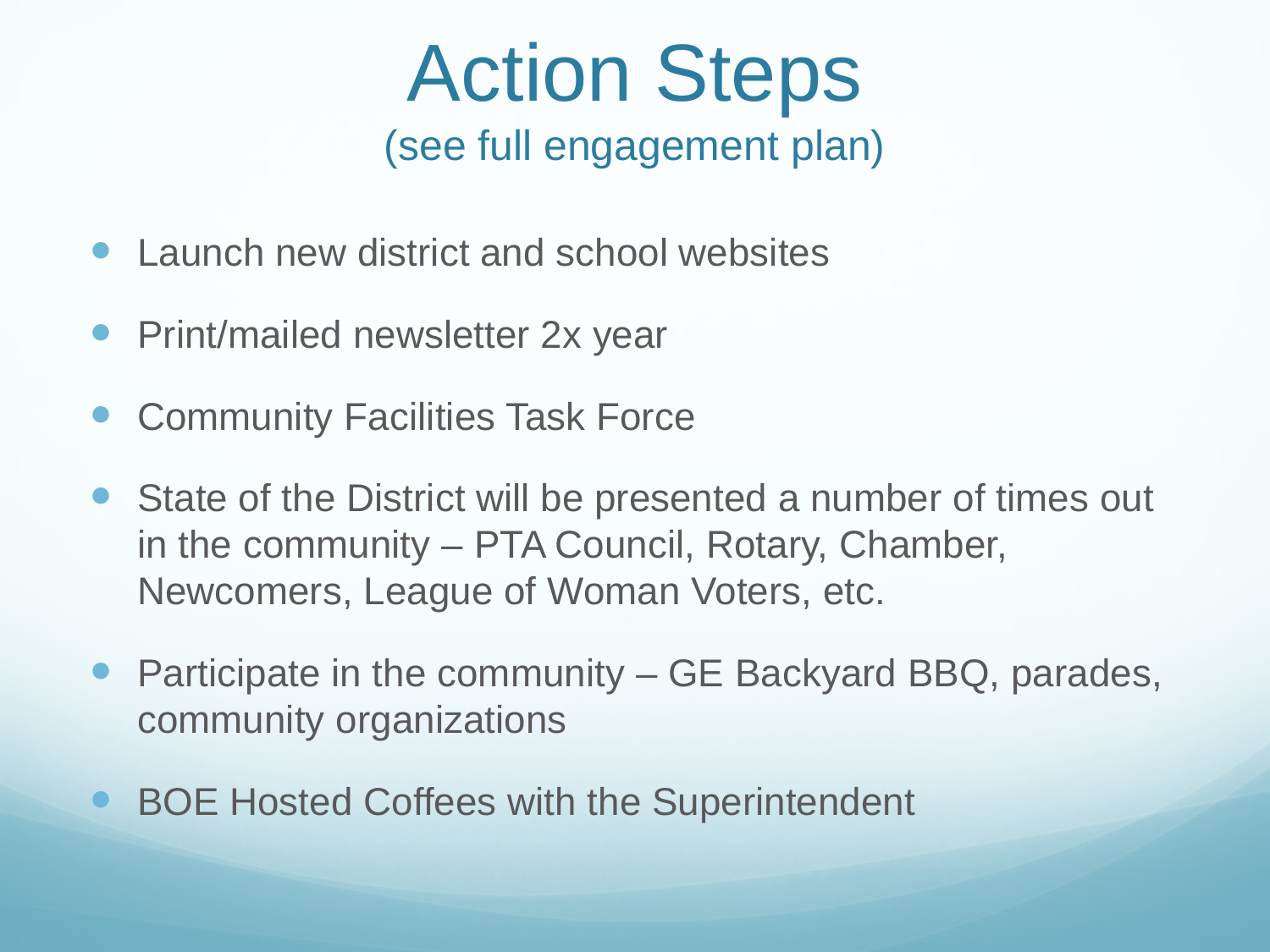# Action Steps

(see full engagement plan)

- Launch new district and school websites
- Print/mailed newsletter 2x year
- Community Facilities Task Force
- State of the District will be presented a number of times out in the community – PTA Council, Rotary, Chamber, Newcomers, League of Woman Voters, etc.
- Participate in the community – GE Backyard BBQ, parades, community organizations
- BOE Hosted Coffees with the Superintendent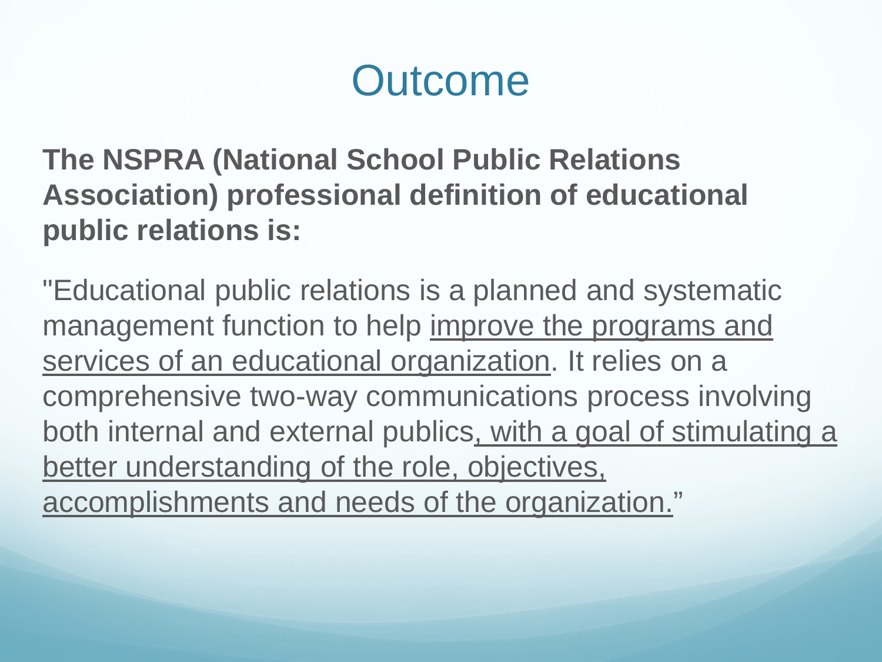# Outcome

**The NSPRA (National School Public Relations Association) professional definition of educational public relations is:**

"Educational public relations is a planned and systematic management function to help <u>improve the programs and services of an educational organization</u>. It relies on a comprehensive two-way communications process involving both internal and external publics<u>, with a goal of stimulating a better understanding of the role, objectives, accomplishments and needs of the organization.</u>"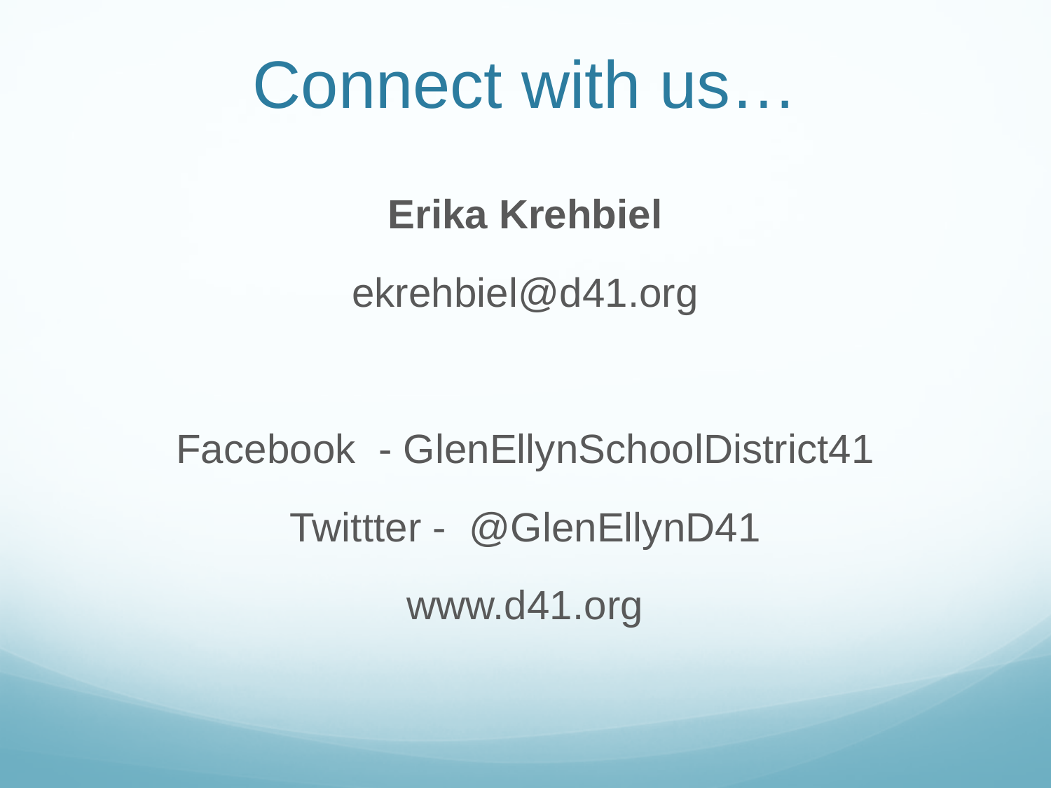# Connect with us…

**Erika Krehbiel**

ekrehbiel@d41.org

Facebook - GlenEllynSchoolDistrict41

Twittter - @GlenEllynD41

www.d41.org